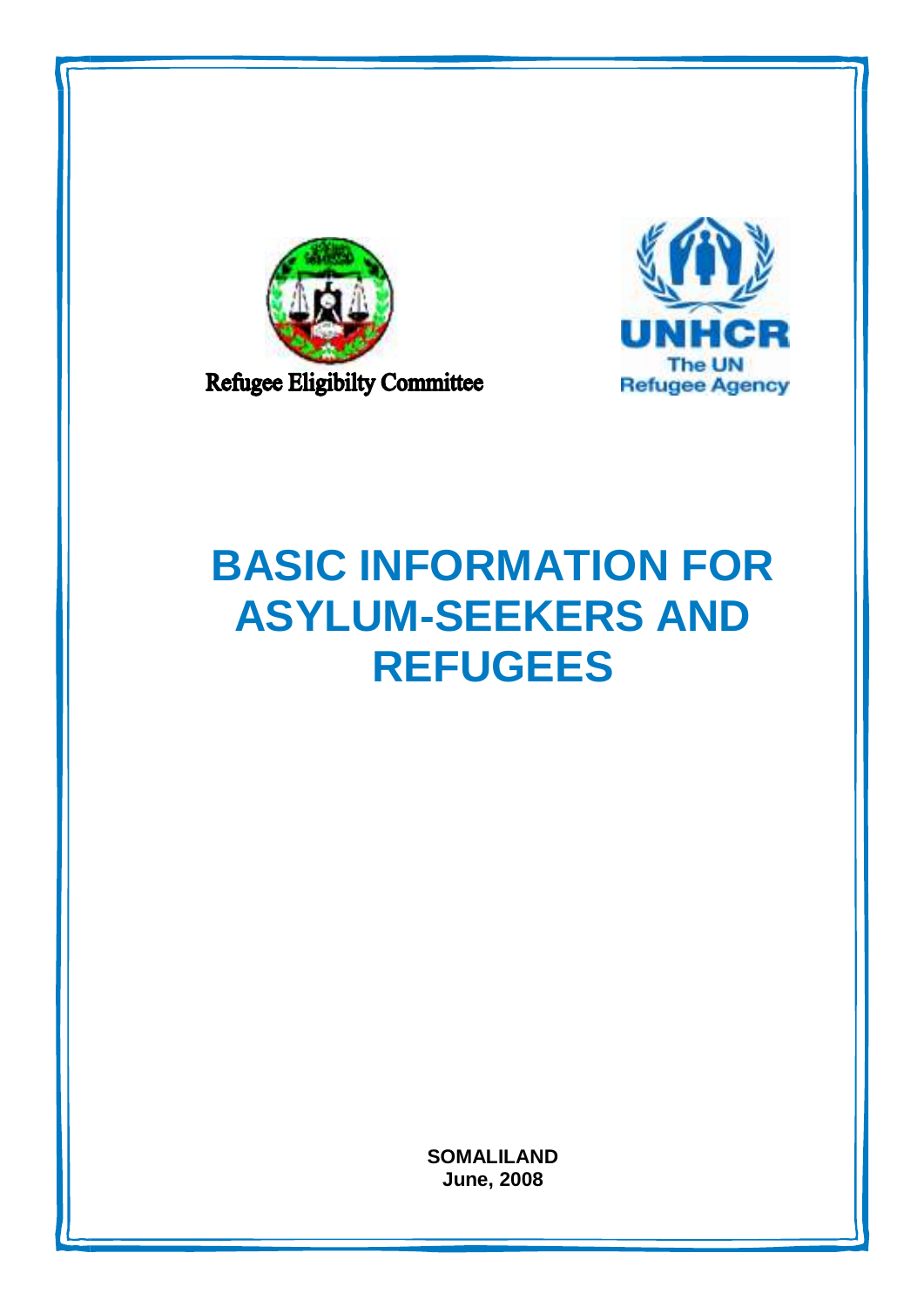Refugee Eligibilty Committee

UNHCR
The UN
Refugee Agency

# BASIC INFORMATION FOR ASYLUM-SEEKERS AND REFUGEES

**SOMALILAND**
**June, 2008**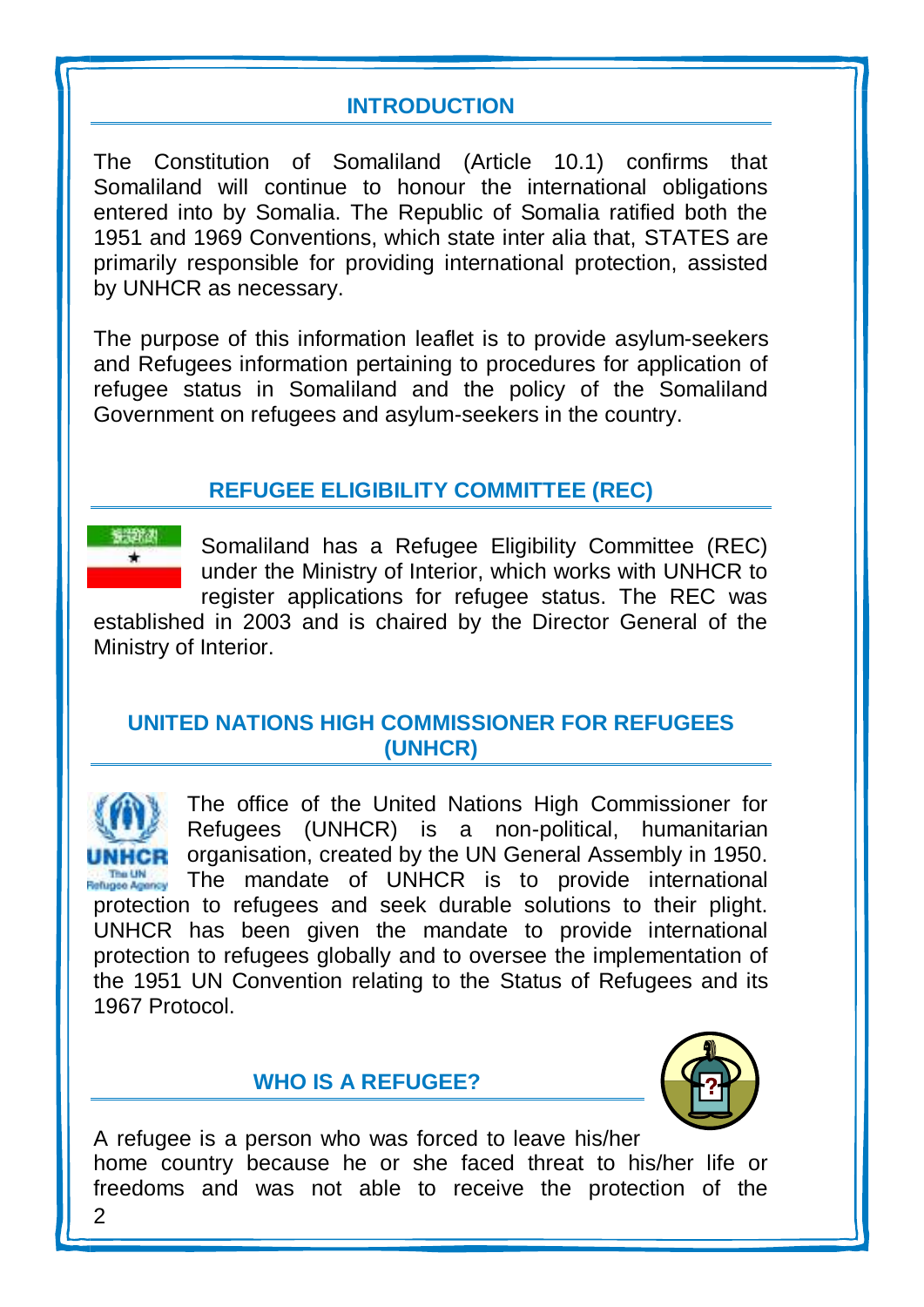## INTRODUCTION

The Constitution of Somaliland (Article 10.1) confirms that Somaliland will continue to honour the international obligations entered into by Somalia. The Republic of Somalia ratified both the 1951 and 1969 Conventions, which state inter alia that, STATES are primarily responsible for providing international protection, assisted by UNHCR as necessary.

The purpose of this information leaflet is to provide asylum-seekers and Refugees information pertaining to procedures for application of refugee status in Somaliland and the policy of the Somaliland Government on refugees and asylum-seekers in the country.

## REFUGEE ELIGIBILITY COMMITTEE (REC)

Somaliland has a Refugee Eligibility Committee (REC) under the Ministry of Interior, which works with UNHCR to register applications for refugee status. The REC was established in 2003 and is chaired by the Director General of the Ministry of Interior.

## UNITED NATIONS HIGH COMMISSIONER FOR REFUGEES (UNHCR)

The office of the United Nations High Commissioner for Refugees (UNHCR) is a non-political, humanitarian organisation, created by the UN General Assembly in 1950. The mandate of UNHCR is to provide international protection to refugees and seek durable solutions to their plight. UNHCR has been given the mandate to provide international protection to refugees globally and to oversee the implementation of the 1951 UN Convention relating to the Status of Refugees and its 1967 Protocol.

## WHO IS A REFUGEE?

A refugee is a person who was forced to leave his/her home country because he or she faced threat to his/her life or freedoms and was not able to receive the protection of the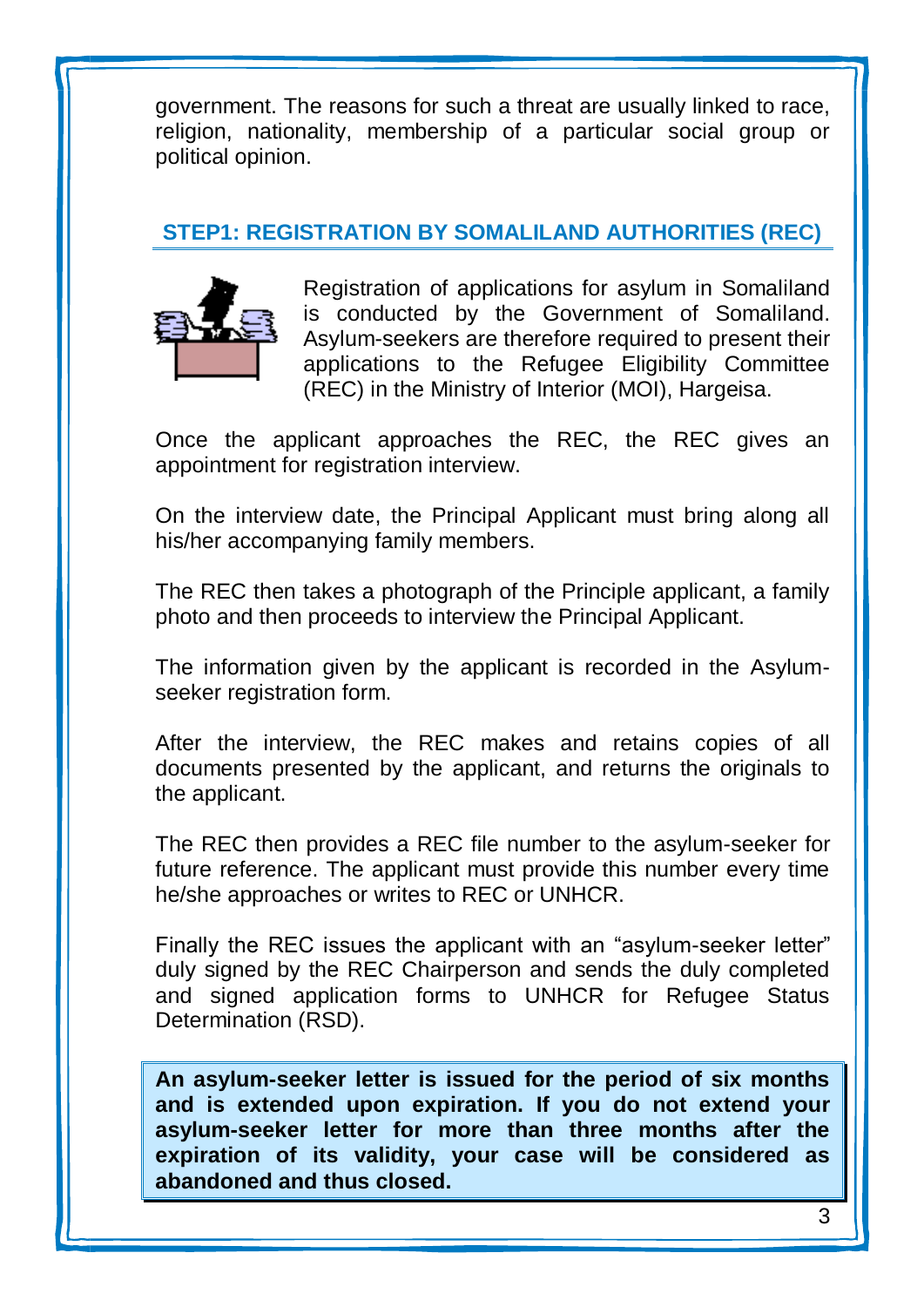government. The reasons for such a threat are usually linked to race, religion, nationality, membership of a particular social group or political opinion.

## STEP1: REGISTRATION BY SOMALILAND AUTHORITIES (REC)

Registration of applications for asylum in Somaliland is conducted by the Government of Somaliland. Asylum-seekers are therefore required to present their applications to the Refugee Eligibility Committee (REC) in the Ministry of Interior (MOI), Hargeisa.

Once the applicant approaches the REC, the REC gives an appointment for registration interview.

On the interview date, the Principal Applicant must bring along all his/her accompanying family members.

The REC then takes a photograph of the Principle applicant, a family photo and then proceeds to interview the Principal Applicant.

The information given by the applicant is recorded in the Asylum-seeker registration form.

After the interview, the REC makes and retains copies of all documents presented by the applicant, and returns the originals to the applicant.

The REC then provides a REC file number to the asylum-seeker for future reference. The applicant must provide this number every time he/she approaches or writes to REC or UNHCR.

Finally the REC issues the applicant with an "asylum-seeker letter" duly signed by the REC Chairperson and sends the duly completed and signed application forms to UNHCR for Refugee Status Determination (RSD).

**An asylum-seeker letter is issued for the period of six months and is extended upon expiration. If you do not extend your asylum-seeker letter for more than three months after the expiration of its validity, your case will be considered as abandoned and thus closed.**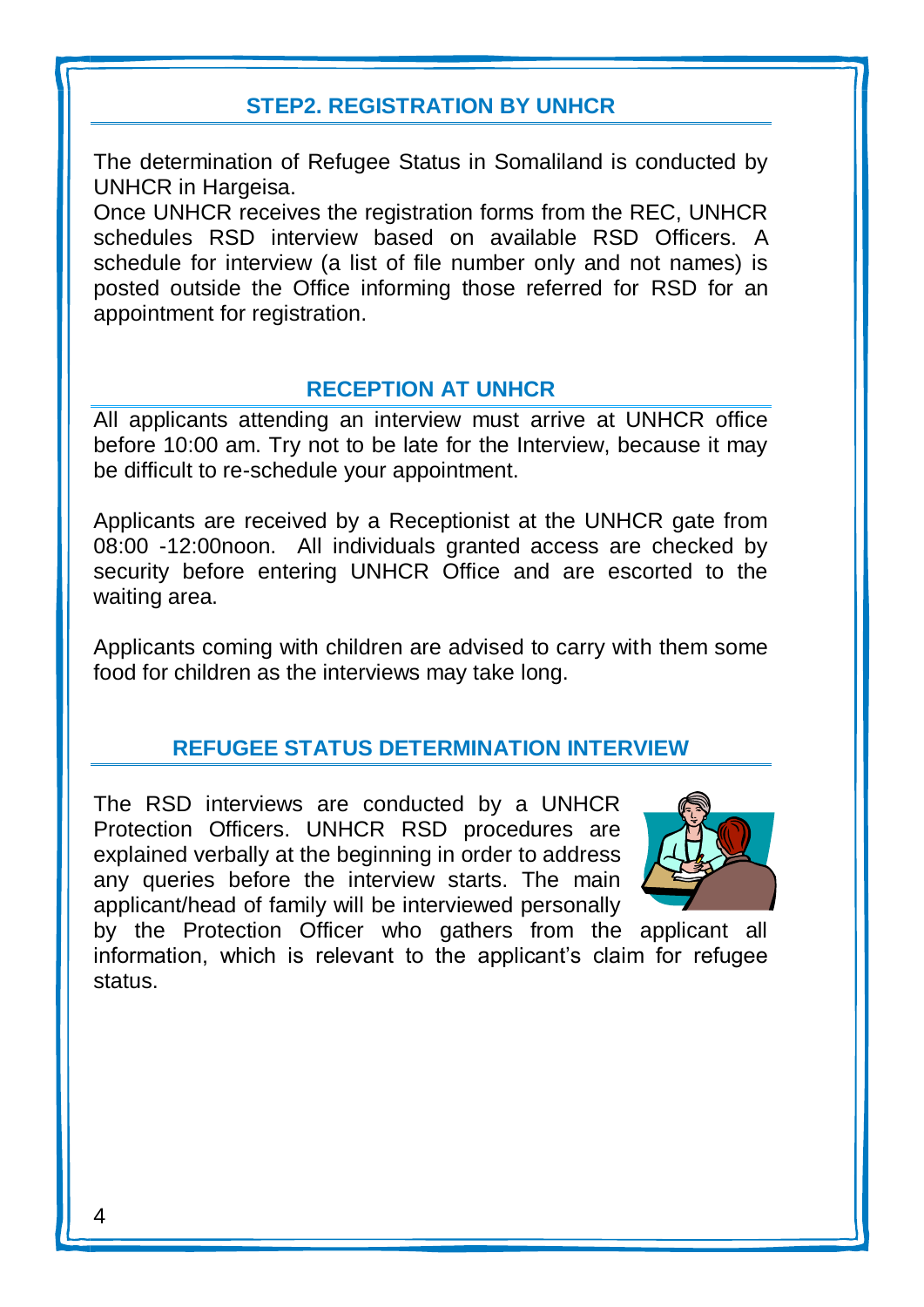## STEP2. REGISTRATION BY UNHCR

The determination of Refugee Status in Somaliland is conducted by UNHCR in Hargeisa.
Once UNHCR receives the registration forms from the REC, UNHCR schedules RSD interview based on available RSD Officers. A schedule for interview (a list of file number only and not names) is posted outside the Office informing those referred for RSD for an appointment for registration.

## RECEPTION AT UNHCR

All applicants attending an interview must arrive at UNHCR office before 10:00 am. Try not to be late for the Interview, because it may be difficult to re-schedule your appointment.

Applicants are received by a Receptionist at the UNHCR gate from 08:00 -12:00noon. All individuals granted access are checked by security before entering UNHCR Office and are escorted to the waiting area.

Applicants coming with children are advised to carry with them some food for children as the interviews may take long.

## REFUGEE STATUS DETERMINATION INTERVIEW

The RSD interviews are conducted by a UNHCR Protection Officers. UNHCR RSD procedures are explained verbally at the beginning in order to address any queries before the interview starts. The main applicant/head of family will be interviewed personally by the Protection Officer who gathers from the applicant all information, which is relevant to the applicant's claim for refugee status.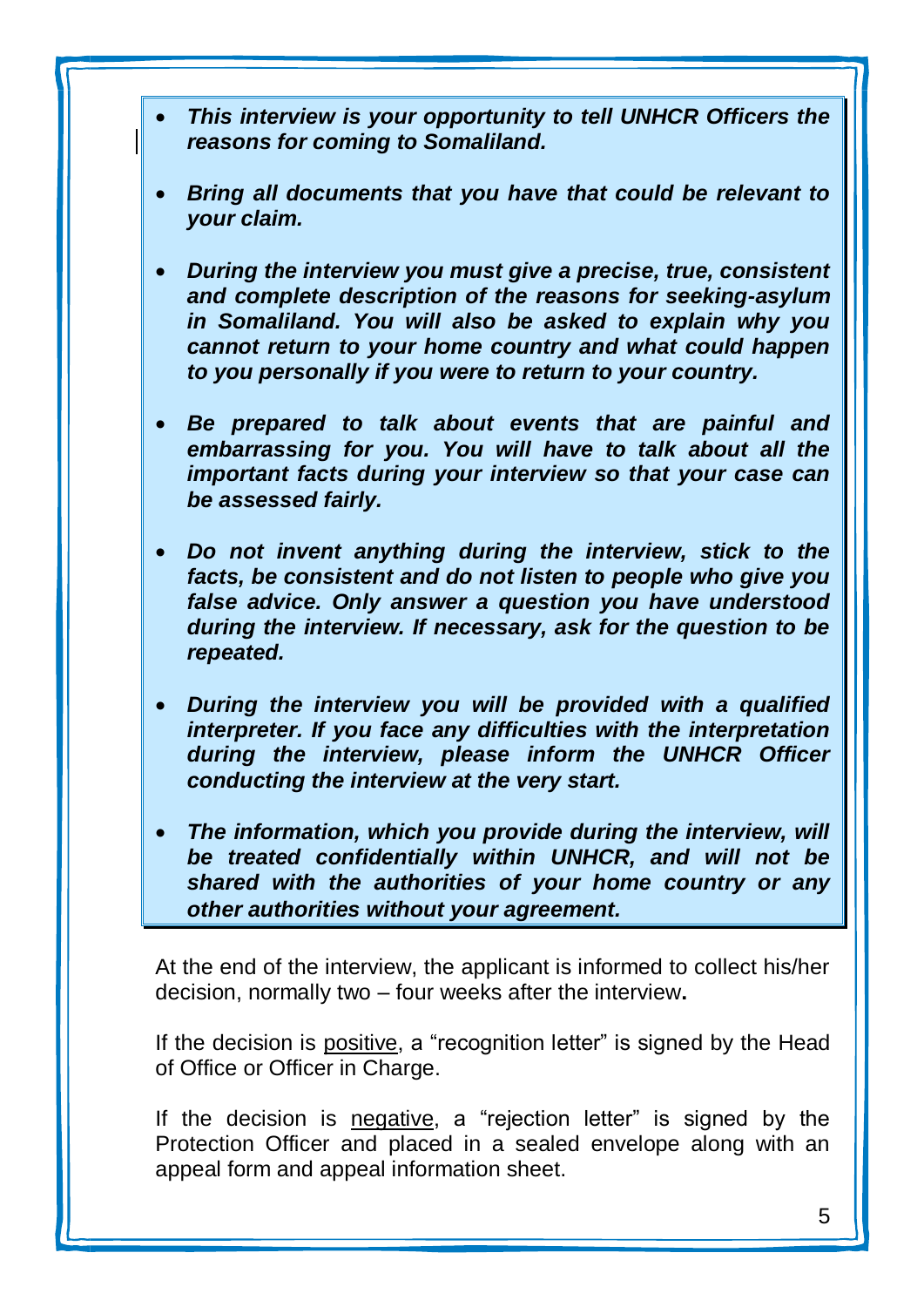- ***This interview is your opportunity to tell UNHCR Officers the reasons for coming to Somaliland.***

- ***Bring all documents that you have that could be relevant to your claim.***

- ***During the interview you must give a precise, true, consistent and complete description of the reasons for seeking-asylum in Somaliland. You will also be asked to explain why you cannot return to your home country and what could happen to you personally if you were to return to your country.***

- ***Be prepared to talk about events that are painful and embarrassing for you. You will have to talk about all the important facts during your interview so that your case can be assessed fairly.***

- ***Do not invent anything during the interview, stick to the facts, be consistent and do not listen to people who give you false advice. Only answer a question you have understood during the interview. If necessary, ask for the question to be repeated.***

- ***During the interview you will be provided with a qualified interpreter. If you face any difficulties with the interpretation during the interview, please inform the UNHCR Officer conducting the interview at the very start.***

- ***The information, which you provide during the interview, will be treated confidentially within UNHCR, and will not be shared with the authorities of your home country or any other authorities without your agreement.***

At the end of the interview, the applicant is informed to collect his/her decision, normally two – four weeks after the interview.

If the decision is <u>positive</u>, a "recognition letter" is signed by the Head of Office or Officer in Charge.

If the decision is <u>negative</u>, a "rejection letter" is signed by the Protection Officer and placed in a sealed envelope along with an appeal form and appeal information sheet.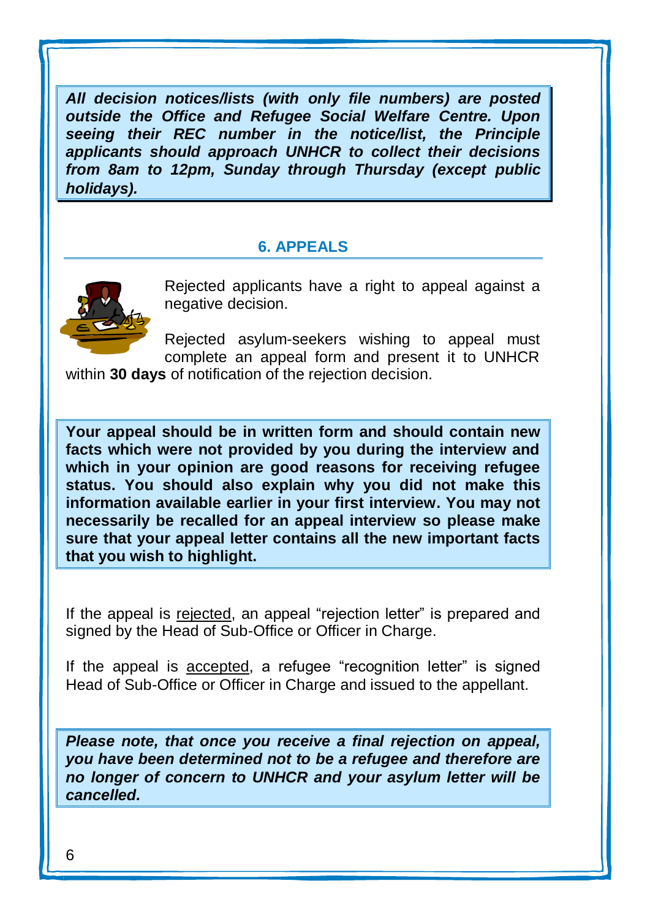***All decision notices/lists (with only file numbers) are posted outside the Office and Refugee Social Welfare Centre. Upon seeing their REC number in the notice/list, the Principle applicants should approach UNHCR to collect their decisions from 8am to 12pm, Sunday through Thursday (except public holidays).***

## 6. APPEALS

Rejected applicants have a right to appeal against a negative decision.

Rejected asylum-seekers wishing to appeal must complete an appeal form and present it to UNHCR within **30 days** of notification of the rejection decision.

**Your appeal should be in written form and should contain new facts which were not provided by you during the interview and which in your opinion are good reasons for receiving refugee status. You should also explain why you did not make this information available earlier in your first interview. You may not necessarily be recalled for an appeal interview so please make sure that your appeal letter contains all the new important facts that you wish to highlight.**

If the appeal is rejected, an appeal "rejection letter" is prepared and signed by the Head of Sub-Office or Officer in Charge.

If the appeal is accepted, a refugee "recognition letter" is signed Head of Sub-Office or Officer in Charge and issued to the appellant.

***Please note, that once you receive a final rejection on appeal, you have been determined not to be a refugee and therefore are no longer of concern to UNHCR and your asylum letter will be cancelled.***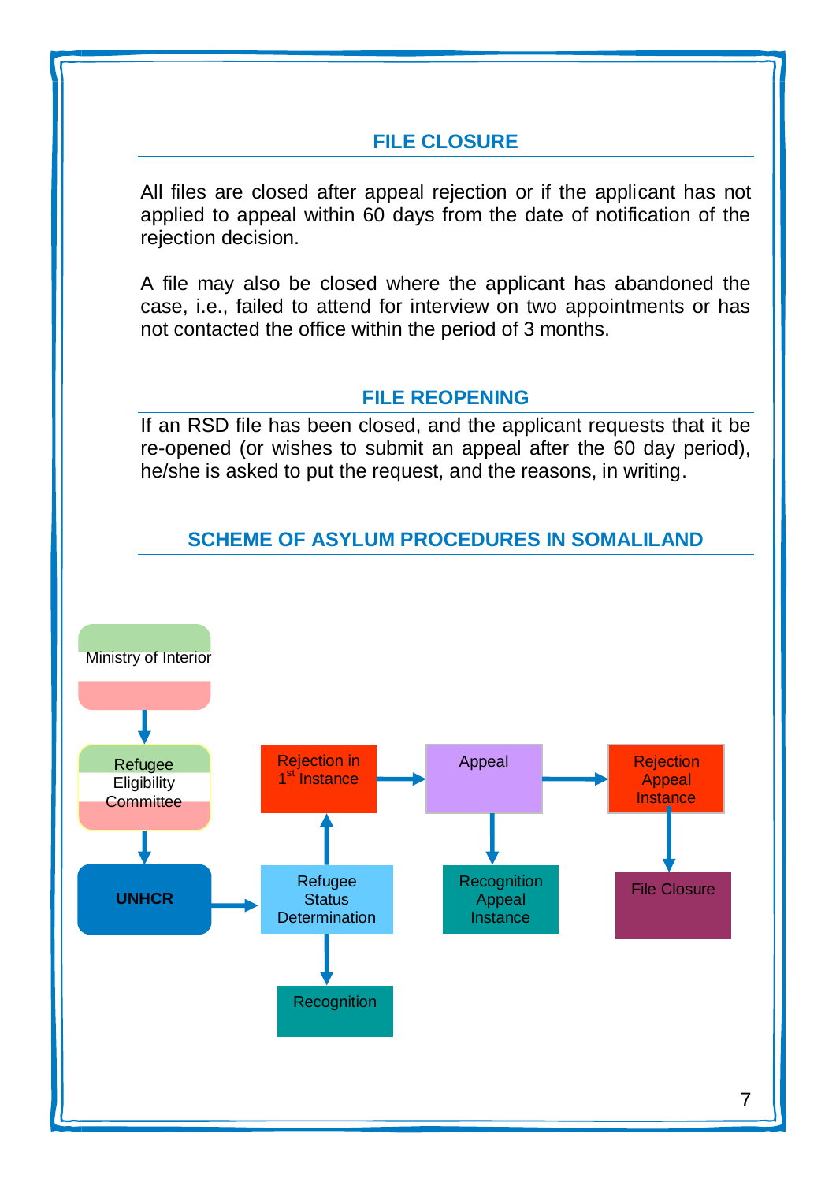## FILE CLOSURE

All files are closed after appeal rejection or if the applicant has not applied to appeal within 60 days from the date of notification of the rejection decision.

A file may also be closed where the applicant has abandoned the case, i.e., failed to attend for interview on two appointments or has not contacted the office within the period of 3 months.

## FILE REOPENING

If an RSD file has been closed, and the applicant requests that it be re-opened (or wishes to submit an appeal after the 60 day period), he/she is asked to put the request, and the reasons, in writing.

## SCHEME OF ASYLUM PROCEDURES IN SOMALILAND

Ministry of Interior

Refugee Eligibility Committee

**UNHCR**

Refugee Status Determination

Recognition

Rejection in 1st Instance

Appeal

Recognition Appeal Instance

Rejection Appeal Instance

File Closure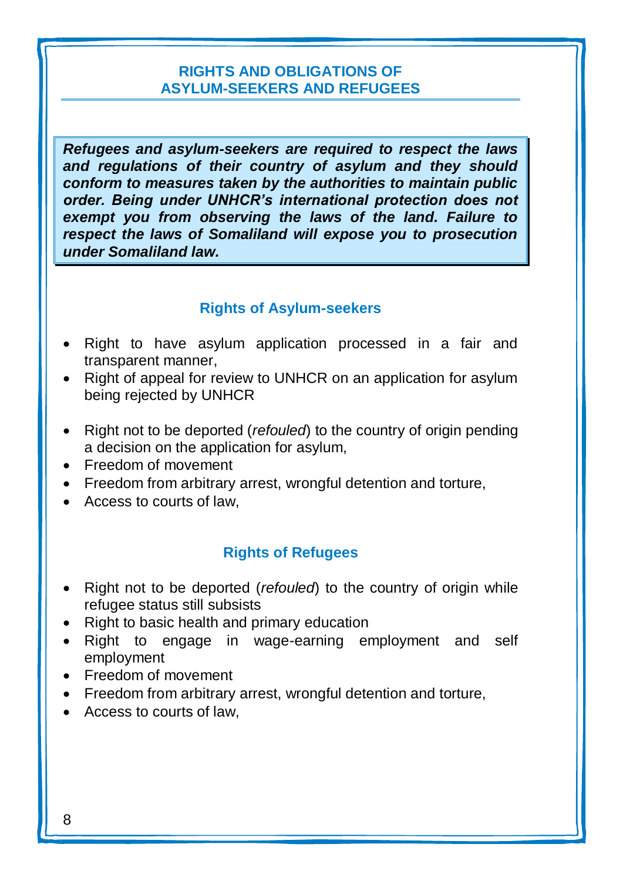## RIGHTS AND OBLIGATIONS OF ASYLUM-SEEKERS AND REFUGEES

***Refugees and asylum-seekers are required to respect the laws and regulations of their country of asylum and they should conform to measures taken by the authorities to maintain public order. Being under UNHCR's international protection does not exempt you from observing the laws of the land. Failure to respect the laws of Somaliland will expose you to prosecution under Somaliland law.***

### Rights of Asylum-seekers

- Right to have asylum application processed in a fair and transparent manner,
- Right of appeal for review to UNHCR on an application for asylum being rejected by UNHCR
- Right not to be deported (*refouled*) to the country of origin pending a decision on the application for asylum,
- Freedom of movement
- Freedom from arbitrary arrest, wrongful detention and torture,
- Access to courts of law,

### Rights of Refugees

- Right not to be deported (*refouled*) to the country of origin while refugee status still subsists
- Right to basic health and primary education
- Right to engage in wage-earning employment and self employment
- Freedom of movement
- Freedom from arbitrary arrest, wrongful detention and torture,
- Access to courts of law,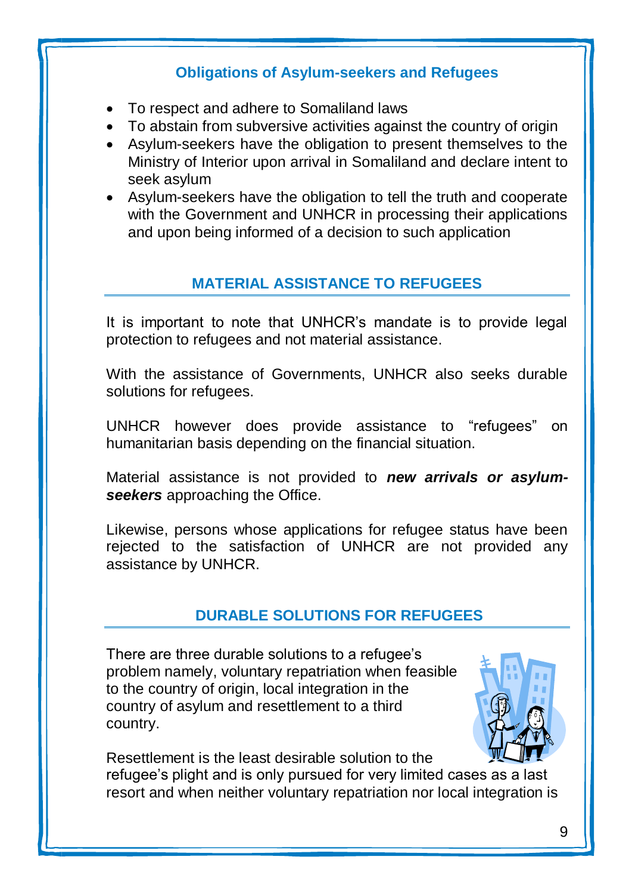### Obligations of Asylum-seekers and Refugees

- To respect and adhere to Somaliland laws
- To abstain from subversive activities against the country of origin
- Asylum-seekers have the obligation to present themselves to the Ministry of Interior upon arrival in Somaliland and declare intent to seek asylum
- Asylum-seekers have the obligation to tell the truth and cooperate with the Government and UNHCR in processing their applications and upon being informed of a decision to such application

## MATERIAL ASSISTANCE TO REFUGEES

It is important to note that UNHCR's mandate is to provide legal protection to refugees and not material assistance.

With the assistance of Governments, UNHCR also seeks durable solutions for refugees.

UNHCR however does provide assistance to "refugees" on humanitarian basis depending on the financial situation.

Material assistance is not provided to ***new arrivals or asylum-seekers*** approaching the Office.

Likewise, persons whose applications for refugee status have been rejected to the satisfaction of UNHCR are not provided any assistance by UNHCR.

## DURABLE SOLUTIONS FOR REFUGEES

There are three durable solutions to a refugee's problem namely, voluntary repatriation when feasible to the country of origin, local integration in the country of asylum and resettlement to a third country.

Resettlement is the least desirable solution to the refugee's plight and is only pursued for very limited cases as a last resort and when neither voluntary repatriation nor local integration is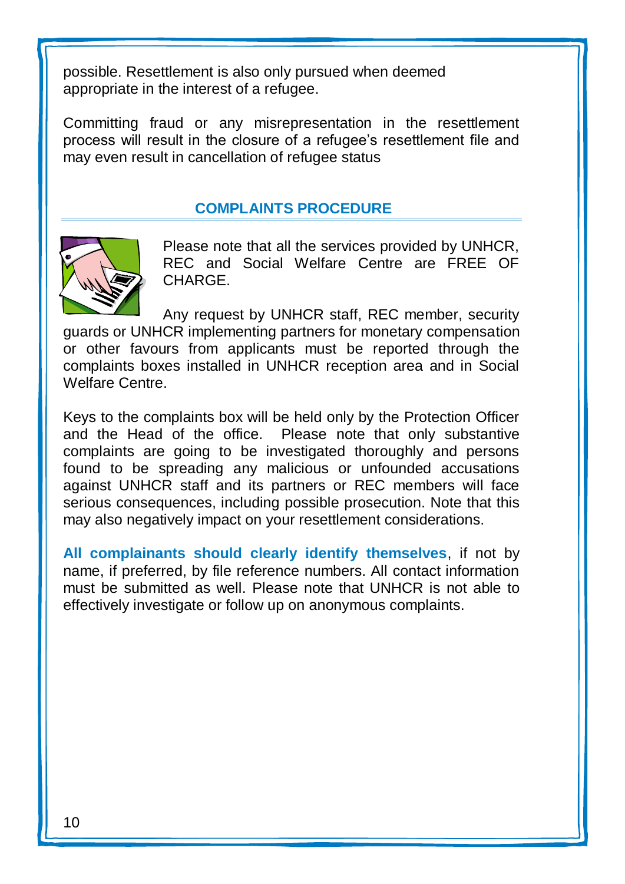possible. Resettlement is also only pursued when deemed appropriate in the interest of a refugee.

Committing fraud or any misrepresentation in the resettlement process will result in the closure of a refugee's resettlement file and may even result in cancellation of refugee status

## COMPLAINTS PROCEDURE

Please note that all the services provided by UNHCR, REC and Social Welfare Centre are FREE OF CHARGE.

Any request by UNHCR staff, REC member, security guards or UNHCR implementing partners for monetary compensation or other favours from applicants must be reported through the complaints boxes installed in UNHCR reception area and in Social Welfare Centre.

Keys to the complaints box will be held only by the Protection Officer and the Head of the office. Please note that only substantive complaints are going to be investigated thoroughly and persons found to be spreading any malicious or unfounded accusations against UNHCR staff and its partners or REC members will face serious consequences, including possible prosecution. Note that this may also negatively impact on your resettlement considerations.

**All complainants should clearly identify themselves**, if not by name, if preferred, by file reference numbers. All contact information must be submitted as well. Please note that UNHCR is not able to effectively investigate or follow up on anonymous complaints.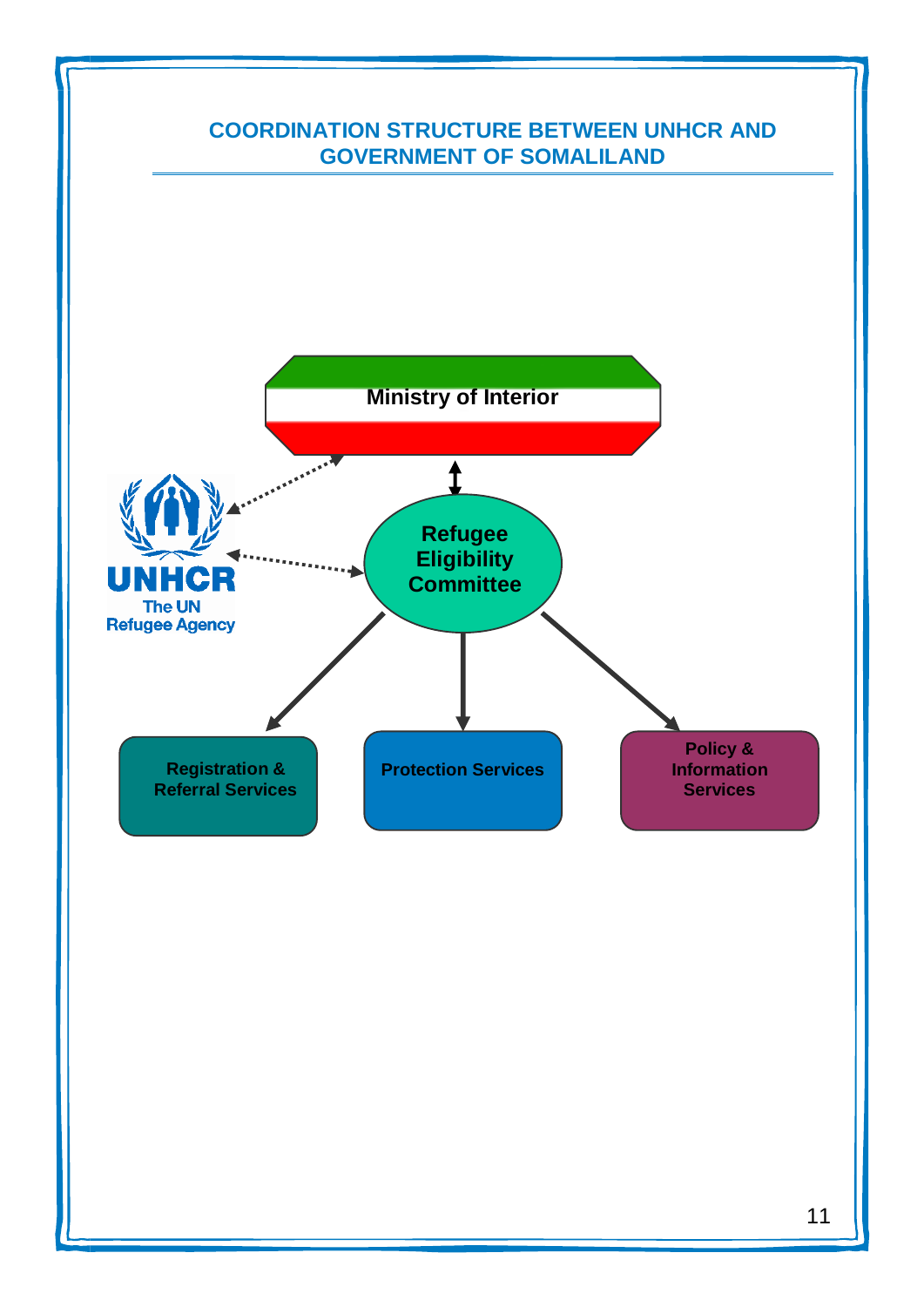## COORDINATION STRUCTURE BETWEEN UNHCR AND GOVERNMENT OF SOMALILAND

**Ministry of Interior**

UNHCR
The UN Refugee Agency

**Refugee Eligibility Committee**

**Registration & Referral Services**

**Protection Services**

**Policy & Information Services**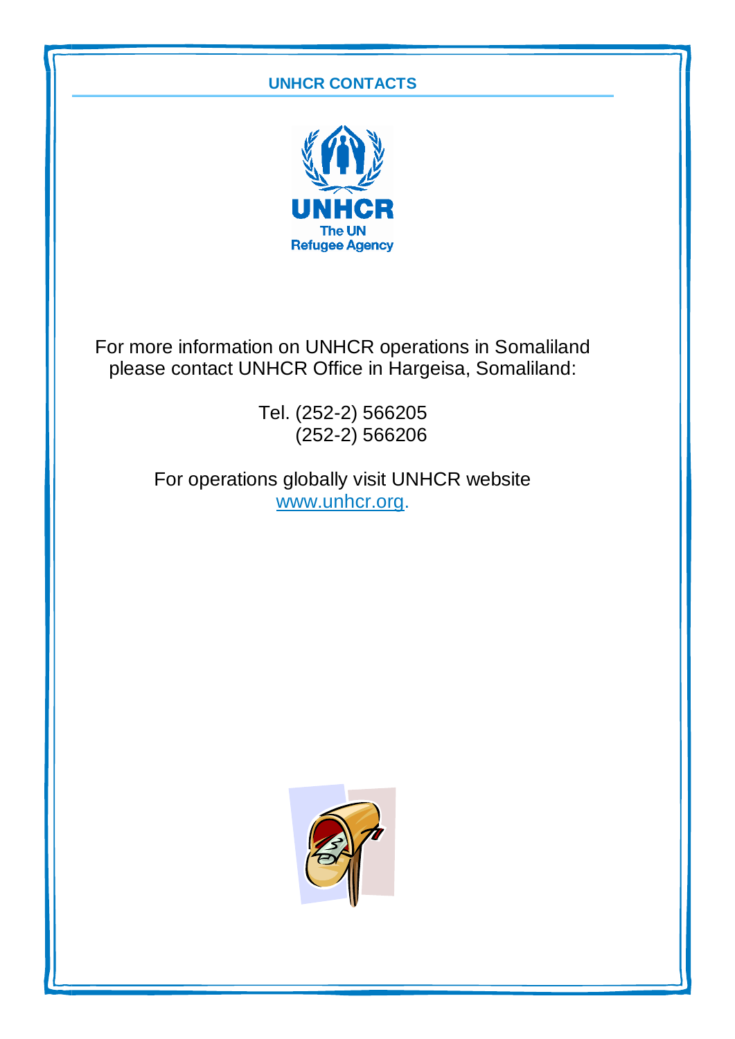## UNHCR CONTACTS

UNHCR
The UN
Refugee Agency

For more information on UNHCR operations in Somaliland please contact UNHCR Office in Hargeisa, Somaliland:

Tel. (252-2) 566205
(252-2) 566206

For operations globally visit UNHCR website www.unhcr.org.